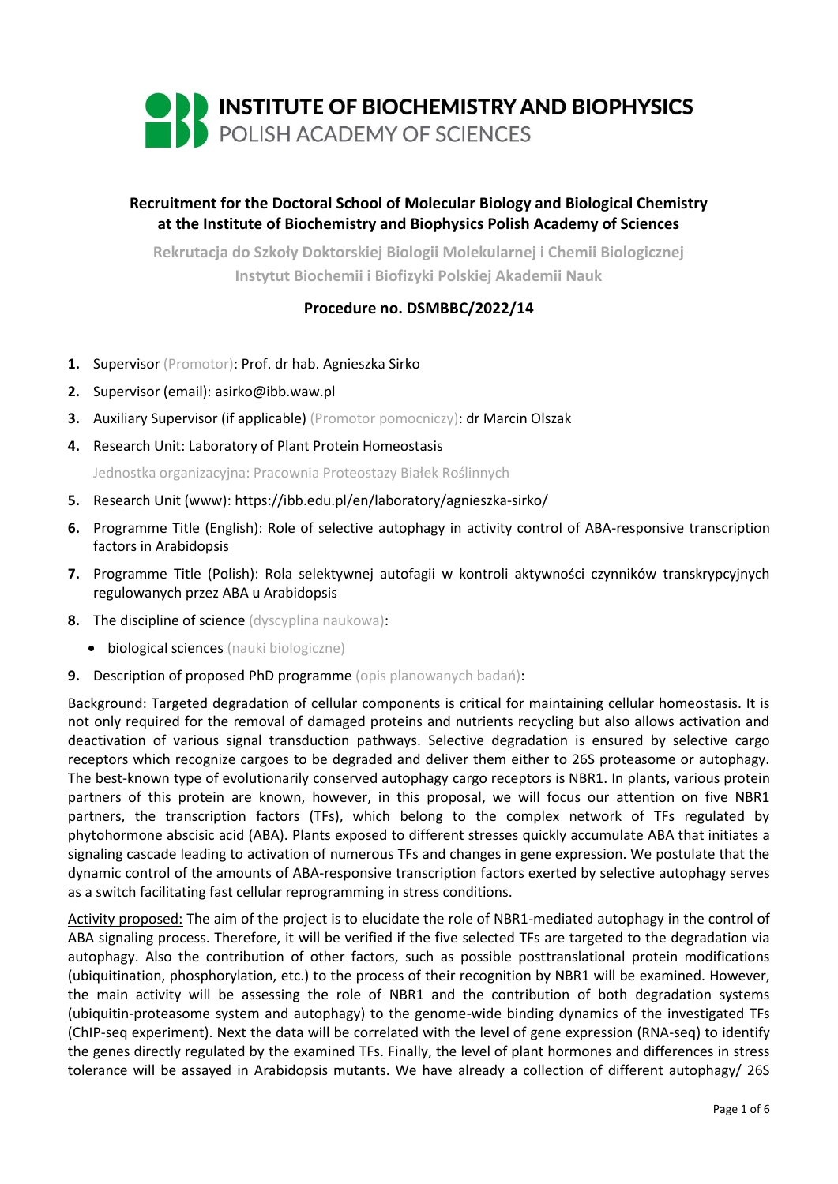# INSTITUTE OF BIOCHEMISTRY AND BIOPHYSICS
## POLISH ACADEMY OF SCIENCES

**Recruitment for the Doctoral School of Molecular Biology and Biological Chemistry at the Institute of Biochemistry and Biophysics Polish Academy of Sciences**

**Rekrutacja do Szkoły Doktorskiej Biologii Molekularnej i Chemii Biologicznej Instytut Biochemii i Biofizyki Polskiej Akademii Nauk**

**Procedure no. DSMBBC/2022/14**

1. Supervisor (Promotor): Prof. dr hab. Agnieszka Sirko
2. Supervisor (email): asirko@ibb.waw.pl
3. Auxiliary Supervisor (if applicable) (Promotor pomocniczy): dr Marcin Olszak
4. Research Unit: Laboratory of Plant Protein Homeostasis

   Jednostka organizacyjna: Pracownia Proteostazy Białek Roślinnych
5. Research Unit (www): https://ibb.edu.pl/en/laboratory/agnieszka-sirko/
6. Programme Title (English): Role of selective autophagy in activity control of ABA-responsive transcription factors in Arabidopsis
7. Programme Title (Polish): Rola selektywnej autofagii w kontroli aktywności czynników transkrypcyjnych regulowanych przez ABA u Arabidopsis
8. The discipline of science (dyscyplina naukowa):
   - biological sciences (nauki biologiczne)
9. Description of proposed PhD programme (opis planowanych badań):

Background: Targeted degradation of cellular components is critical for maintaining cellular homeostasis. It is not only required for the removal of damaged proteins and nutrients recycling but also allows activation and deactivation of various signal transduction pathways. Selective degradation is ensured by selective cargo receptors which recognize cargoes to be degraded and deliver them either to 26S proteasome or autophagy. The best-known type of evolutionarily conserved autophagy cargo receptors is NBR1. In plants, various protein partners of this protein are known, however, in this proposal, we will focus our attention on five NBR1 partners, the transcription factors (TFs), which belong to the complex network of TFs regulated by phytohormone abscisic acid (ABA). Plants exposed to different stresses quickly accumulate ABA that initiates a signaling cascade leading to activation of numerous TFs and changes in gene expression. We postulate that the dynamic control of the amounts of ABA-responsive transcription factors exerted by selective autophagy serves as a switch facilitating fast cellular reprogramming in stress conditions.

Activity proposed: The aim of the project is to elucidate the role of NBR1-mediated autophagy in the control of ABA signaling process. Therefore, it will be verified if the five selected TFs are targeted to the degradation via autophagy. Also the contribution of other factors, such as possible posttranslational protein modifications (ubiquitination, phosphorylation, etc.) to the process of their recognition by NBR1 will be examined. However, the main activity will be assessing the role of NBR1 and the contribution of both degradation systems (ubiquitin-proteasome system and autophagy) to the genome-wide binding dynamics of the investigated TFs (ChIP-seq experiment). Next the data will be correlated with the level of gene expression (RNA-seq) to identify the genes directly regulated by the examined TFs. Finally, the level of plant hormones and differences in stress tolerance will be assayed in Arabidopsis mutants. We have already a collection of different autophagy/ 26S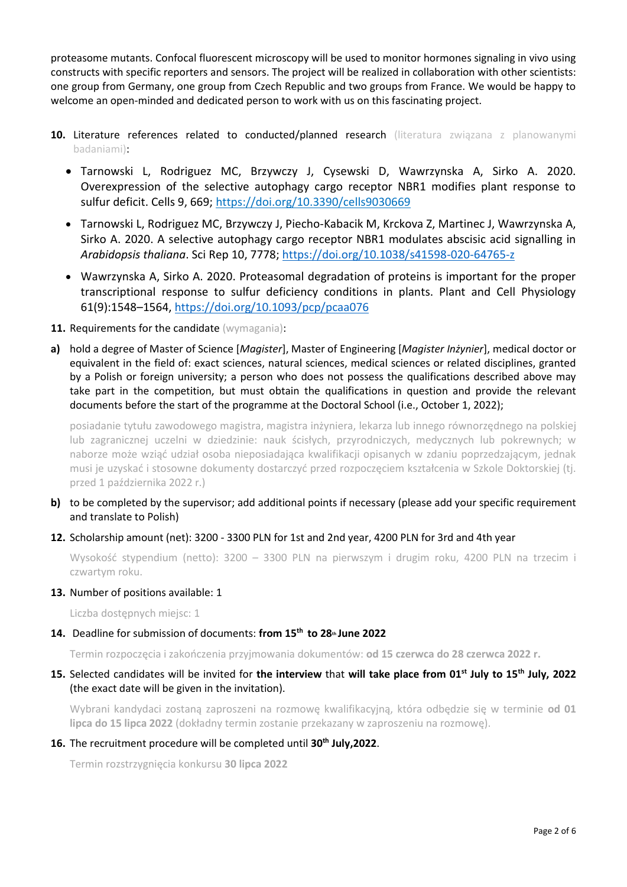proteasome mutants. Confocal fluorescent microscopy will be used to monitor hormones signaling in vivo using constructs with specific reporters and sensors. The project will be realized in collaboration with other scientists: one group from Germany, one group from Czech Republic and two groups from France. We would be happy to welcome an open-minded and dedicated person to work with us on this fascinating project.

**10.** Literature references related to conducted/planned research (literatura związana z planowanymi badaniami):

- Tarnowski L, Rodriguez MC, Brzywczy J, Cysewski D, Wawrzynska A, Sirko A. 2020. Overexpression of the selective autophagy cargo receptor NBR1 modifies plant response to sulfur deficit. Cells 9, 669; https://doi.org/10.3390/cells9030669
- Tarnowski L, Rodriguez MC, Brzywczy J, Piecho-Kabacik M, Krckova Z, Martinec J, Wawrzynska A, Sirko A. 2020. A selective autophagy cargo receptor NBR1 modulates abscisic acid signalling in *Arabidopsis thaliana*. Sci Rep 10, 7778; https://doi.org/10.1038/s41598-020-64765-z
- Wawrzynska A, Sirko A. 2020. Proteasomal degradation of proteins is important for the proper transcriptional response to sulfur deficiency conditions in plants. Plant and Cell Physiology 61(9):1548–1564, https://doi.org/10.1093/pcp/pcaa076

**11.** Requirements for the candidate (wymagania):

**a)** hold a degree of Master of Science [*Magister*], Master of Engineering [*Magister Inżynier*], medical doctor or equivalent in the field of: exact sciences, natural sciences, medical sciences or related disciplines, granted by a Polish or foreign university; a person who does not possess the qualifications described above may take part in the competition, but must obtain the qualifications in question and provide the relevant documents before the start of the programme at the Doctoral School (i.e., October 1, 2022);

posiadanie tytułu zawodowego magistra, magistra inżyniera, lekarza lub innego równorzędnego na polskiej lub zagranicznej uczelni w dziedzinie: nauk ścisłych, przyrodniczych, medycznych lub pokrewnych; w naborze może wziąć udział osoba nieposiadająca kwalifikacji opisanych w zdaniu poprzedzającym, jednak musi je uzyskać i stosowne dokumenty dostarczyć przed rozpoczęciem kształcenia w Szkole Doktorskiej (tj. przed 1 października 2022 r.)

**b)** to be completed by the supervisor; add additional points if necessary (please add your specific requirement and translate to Polish)

**12.** Scholarship amount (net): 3200 - 3300 PLN for 1st and 2nd year, 4200 PLN for 3rd and 4th year

Wysokość stypendium (netto): 3200 – 3300 PLN na pierwszym i drugim roku, 4200 PLN na trzecim i czwartym roku.

**13.** Number of positions available: 1

Liczba dostępnych miejsc: 1

**14.** Deadline for submission of documents: **from 15th to 28th June 2022**

Termin rozpoczęcia i zakończenia przyjmowania dokumentów: **od 15 czerwca do 28 czerwca 2022 r.**

**15.** Selected candidates will be invited for **the interview** that **will take place from 01st July to 15th July, 2022** (the exact date will be given in the invitation).

Wybrani kandydaci zostaną zaproszeni na rozmowę kwalifikacyjną, która odbędzie się w terminie **od 01 lipca do 15 lipca 2022** (dokładny termin zostanie przekazany w zaproszeniu na rozmowę).

**16.** The recruitment procedure will be completed until **30th July,2022**.

Termin rozstrzygnięcia konkursu **30 lipca 2022**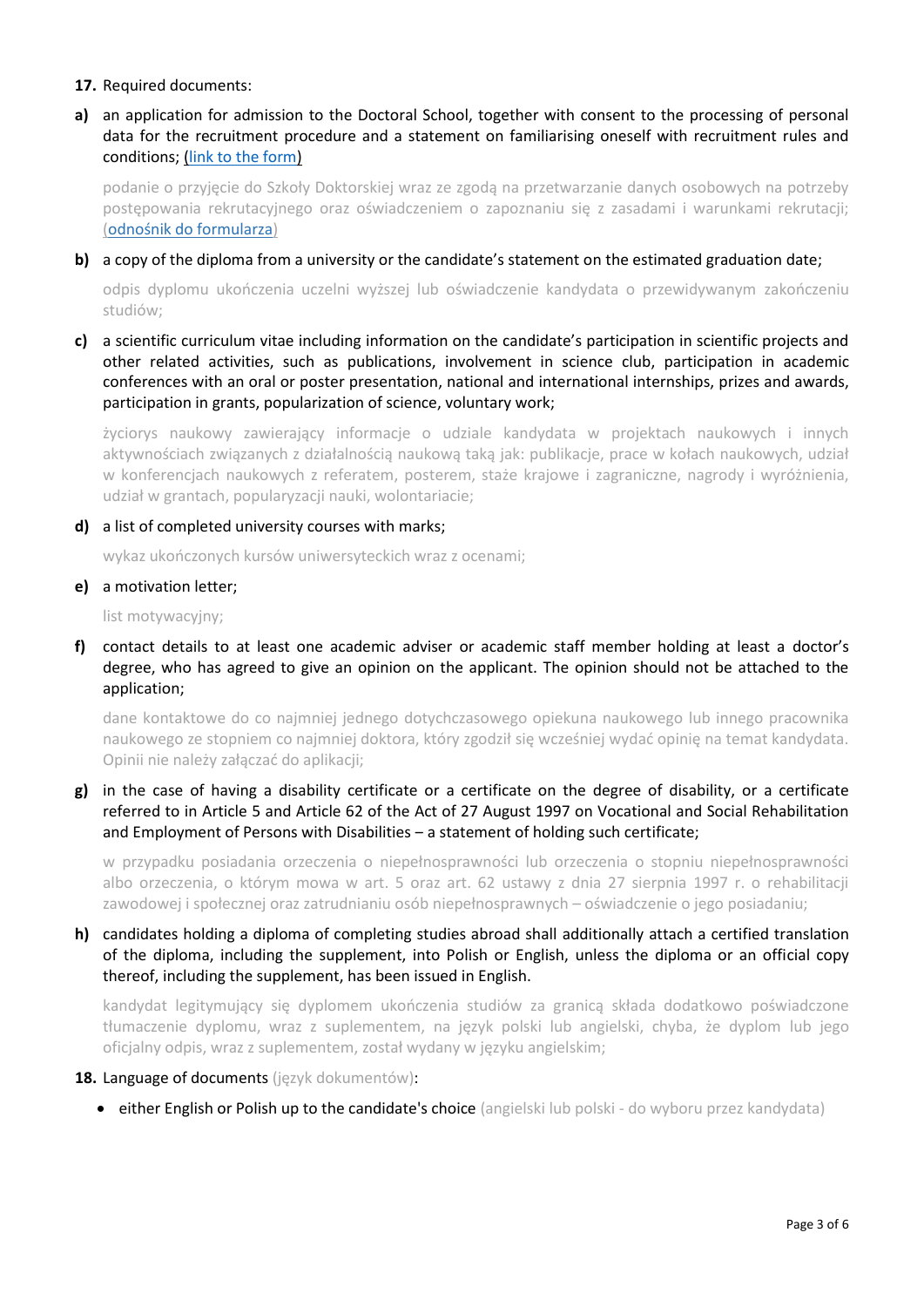**17.** Required documents:

**a)** an application for admission to the Doctoral School, together with consent to the processing of personal data for the recruitment procedure and a statement on familiarising oneself with recruitment rules and conditions; [(link to the form)]()

podanie o przyjęcie do Szkoły Doktorskiej wraz ze zgodą na przetwarzanie danych osobowych na potrzeby postępowania rekrutacyjnego oraz oświadczeniem o zapoznaniu się z zasadami i warunkami rekrutacji; ([odnośnik do formularza]())

**b)** a copy of the diploma from a university or the candidate's statement on the estimated graduation date;

odpis dyplomu ukończenia uczelni wyższej lub oświadczenie kandydata o przewidywanym zakończeniu studiów;

**c)** a scientific curriculum vitae including information on the candidate's participation in scientific projects and other related activities, such as publications, involvement in science club, participation in academic conferences with an oral or poster presentation, national and international internships, prizes and awards, participation in grants, popularization of science, voluntary work;

życiorys naukowy zawierający informacje o udziale kandydata w projektach naukowych i innych aktywnościach związanych z działalnością naukową taką jak: publikacje, prace w kołach naukowych, udział w konferencjach naukowych z referatem, posterem, staże krajowe i zagraniczne, nagrody i wyróżnienia, udział w grantach, popularyzacji nauki, wolontariacie;

**d)** a list of completed university courses with marks;

wykaz ukończonych kursów uniwersyteckich wraz z ocenami;

**e)** a motivation letter;

list motywacyjny;

**f)** contact details to at least one academic adviser or academic staff member holding at least a doctor's degree, who has agreed to give an opinion on the applicant. The opinion should not be attached to the application;

dane kontaktowe do co najmniej jednego dotychczasowego opiekuna naukowego lub innego pracownika naukowego ze stopniem co najmniej doktora, który zgodził się wcześniej wydać opinię na temat kandydata. Opinii nie należy załączać do aplikacji;

**g)** in the case of having a disability certificate or a certificate on the degree of disability, or a certificate referred to in Article 5 and Article 62 of the Act of 27 August 1997 on Vocational and Social Rehabilitation and Employment of Persons with Disabilities – a statement of holding such certificate;

w przypadku posiadania orzeczenia o niepełnosprawności lub orzeczenia o stopniu niepełnosprawności albo orzeczenia, o którym mowa w art. 5 oraz art. 62 ustawy z dnia 27 sierpnia 1997 r. o rehabilitacji zawodowej i społecznej oraz zatrudnianiu osób niepełnosprawnych – oświadczenie o jego posiadaniu;

**h)** candidates holding a diploma of completing studies abroad shall additionally attach a certified translation of the diploma, including the supplement, into Polish or English, unless the diploma or an official copy thereof, including the supplement, has been issued in English.

kandydat legitymujący się dyplomem ukończenia studiów za granicą składa dodatkowo poświadczone tłumaczenie dyplomu, wraz z suplementem, na język polski lub angielski, chyba, że dyplom lub jego oficjalny odpis, wraz z suplementem, został wydany w języku angielskim;

**18.** Language of documents (język dokumentów):

- either English or Polish up to the candidate's choice (angielski lub polski - do wyboru przez kandydata)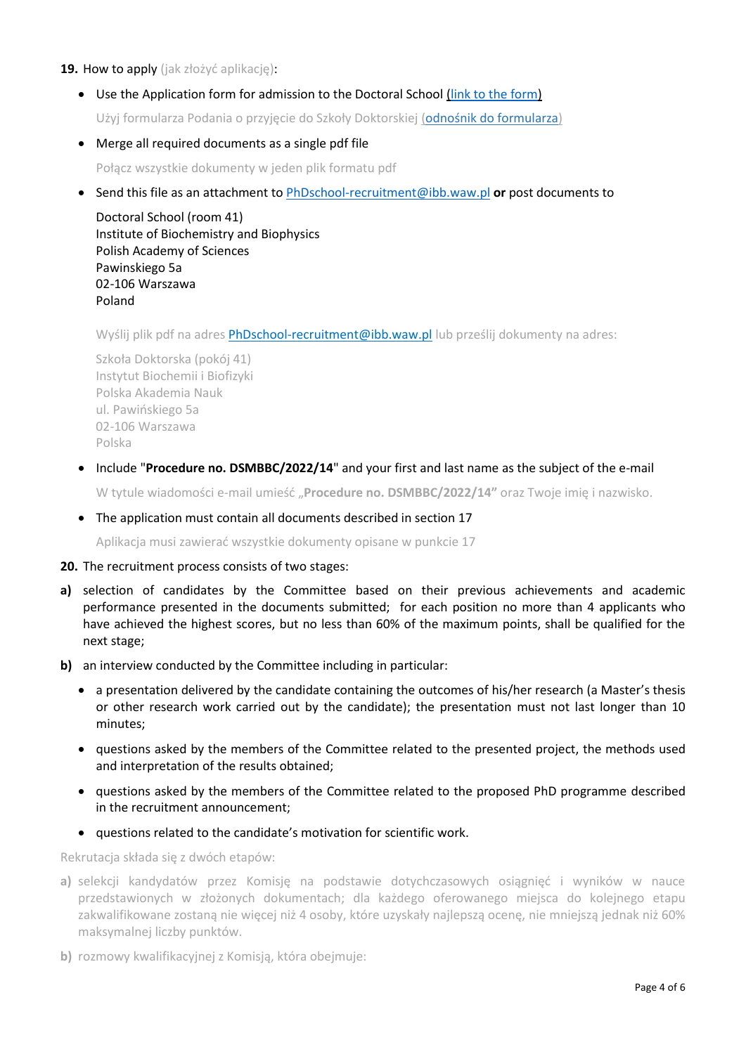**19.** How to apply (jak złożyć aplikację):

- Use the Application form for admission to the Doctoral School (link to the form)

  Użyj formularza Podania o przyjęcie do Szkoły Doktorskiej (odnośnik do formularza)

- Merge all required documents as a single pdf file

  Połącz wszystkie dokumenty w jeden plik formatu pdf

- Send this file as an attachment to PhDschool-recruitment@ibb.waw.pl **or** post documents to

  Doctoral School (room 41)
  Institute of Biochemistry and Biophysics
  Polish Academy of Sciences
  Pawinskiego 5a
  02-106 Warszawa
  Poland

  Wyślij plik pdf na adres PhDschool-recruitment@ibb.waw.pl lub prześlij dokumenty na adres:

  Szkoła Doktorska (pokój 41)
  Instytut Biochemii i Biofizyki
  Polska Akademia Nauk
  ul. Pawińskiego 5a
  02-106 Warszawa
  Polska

- Include "**Procedure no. DSMBBC/2022/14**" and your first and last name as the subject of the e-mail

  W tytule wiadomości e-mail umieść „**Procedure no. DSMBBC/2022/14"** oraz Twoje imię i nazwisko.

- The application must contain all documents described in section 17

  Aplikacja musi zawierać wszystkie dokumenty opisane w punkcie 17

**20.** The recruitment process consists of two stages:

**a)** selection of candidates by the Committee based on their previous achievements and academic performance presented in the documents submitted; for each position no more than 4 applicants who have achieved the highest scores, but no less than 60% of the maximum points, shall be qualified for the next stage;

**b)** an interview conducted by the Committee including in particular:

- a presentation delivered by the candidate containing the outcomes of his/her research (a Master's thesis or other research work carried out by the candidate); the presentation must not last longer than 10 minutes;
- questions asked by the members of the Committee related to the presented project, the methods used and interpretation of the results obtained;
- questions asked by the members of the Committee related to the proposed PhD programme described in the recruitment announcement;
- questions related to the candidate's motivation for scientific work.

Rekrutacja składa się z dwóch etapów:

**a)** selekcji kandydatów przez Komisję na podstawie dotychczasowych osiągnięć i wyników w nauce przedstawionych w złożonych dokumentach; dla każdego oferowanego miejsca do kolejnego etapu zakwalifikowane zostaną nie więcej niż 4 osoby, które uzyskały najlepszą ocenę, nie mniejszą jednak niż 60% maksymalnej liczby punktów.

**b)** rozmowy kwalifikacyjnej z Komisją, która obejmuje: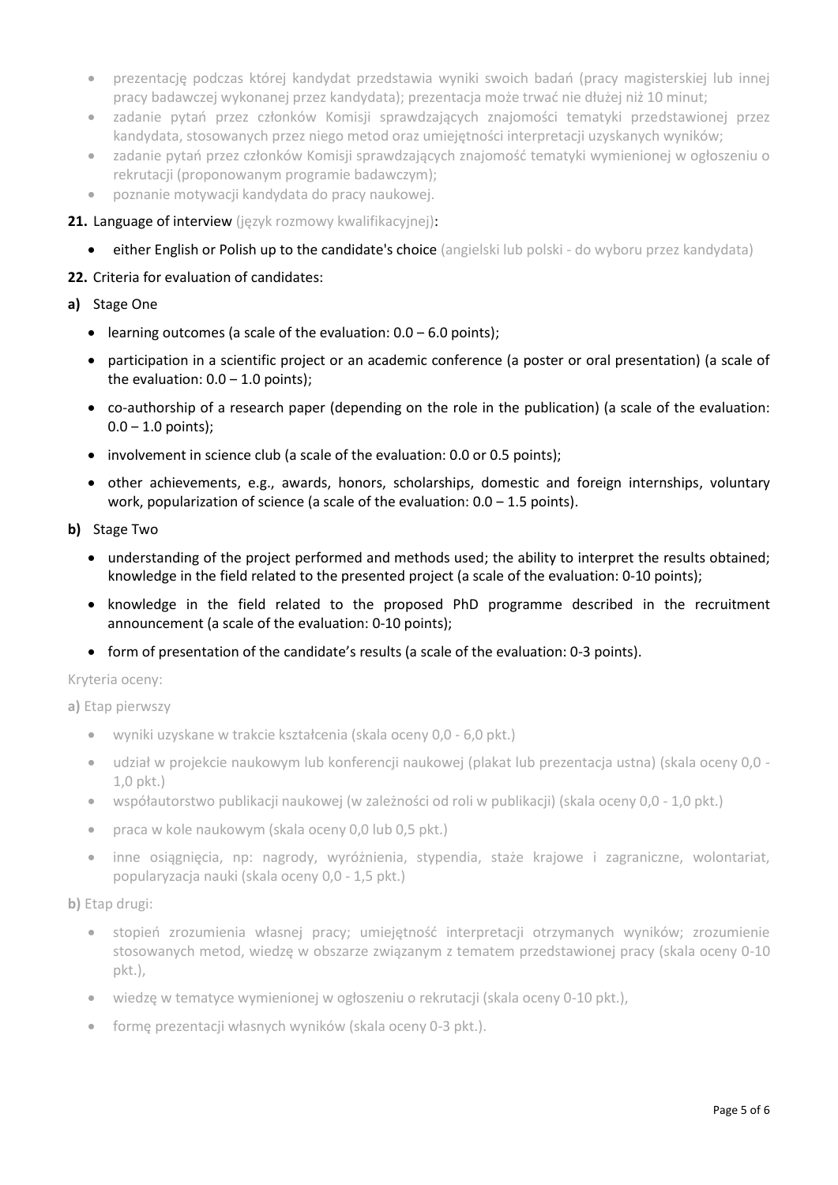- prezentację podczas której kandydat przedstawia wyniki swoich badań (pracy magisterskiej lub innej pracy badawczej wykonanej przez kandydata); prezentacja może trwać nie dłużej niż 10 minut;
- zadanie pytań przez członków Komisji sprawdzających znajomości tematyki przedstawionej przez kandydata, stosowanych przez niego metod oraz umiejętności interpretacji uzyskanych wyników;
- zadanie pytań przez członków Komisji sprawdzających znajomość tematyki wymienionej w ogłoszeniu o rekrutacji (proponowanym programie badawczym);
- poznanie motywacji kandydata do pracy naukowej.

**21.** Language of interview (język rozmowy kwalifikacyjnej):

- either English or Polish up to the candidate's choice (angielski lub polski - do wyboru przez kandydata)

**22.** Criteria for evaluation of candidates:

**a)** Stage One

- learning outcomes (a scale of the evaluation: 0.0 – 6.0 points);
- participation in a scientific project or an academic conference (a poster or oral presentation) (a scale of the evaluation: 0.0 – 1.0 points);
- co-authorship of a research paper (depending on the role in the publication) (a scale of the evaluation: 0.0 – 1.0 points);
- involvement in science club (a scale of the evaluation: 0.0 or 0.5 points);
- other achievements, e.g., awards, honors, scholarships, domestic and foreign internships, voluntary work, popularization of science (a scale of the evaluation: 0.0 – 1.5 points).

**b)** Stage Two

- understanding of the project performed and methods used; the ability to interpret the results obtained; knowledge in the field related to the presented project (a scale of the evaluation: 0-10 points);
- knowledge in the field related to the proposed PhD programme described in the recruitment announcement (a scale of the evaluation: 0-10 points);
- form of presentation of the candidate's results (a scale of the evaluation: 0-3 points).

Kryteria oceny:

**a)** Etap pierwszy

- wyniki uzyskane w trakcie kształcenia (skala oceny 0,0 - 6,0 pkt.)
- udział w projekcie naukowym lub konferencji naukowej (plakat lub prezentacja ustna) (skala oceny 0,0 - 1,0 pkt.)
- współautorstwo publikacji naukowej (w zależności od roli w publikacji) (skala oceny 0,0 - 1,0 pkt.)
- praca w kole naukowym (skala oceny 0,0 lub 0,5 pkt.)
- inne osiągnięcia, np: nagrody, wyróżnienia, stypendia, staże krajowe i zagraniczne, wolontariat, popularyzacja nauki (skala oceny 0,0 - 1,5 pkt.)

**b)** Etap drugi:

- stopień zrozumienia własnej pracy; umiejętność interpretacji otrzymanych wyników; zrozumienie stosowanych metod, wiedzę w obszarze związanym z tematem przedstawionej pracy (skala oceny 0-10 pkt.),
- wiedzę w tematyce wymienionej w ogłoszeniu o rekrutacji (skala oceny 0-10 pkt.),
- formę prezentacji własnych wyników (skala oceny 0-3 pkt.).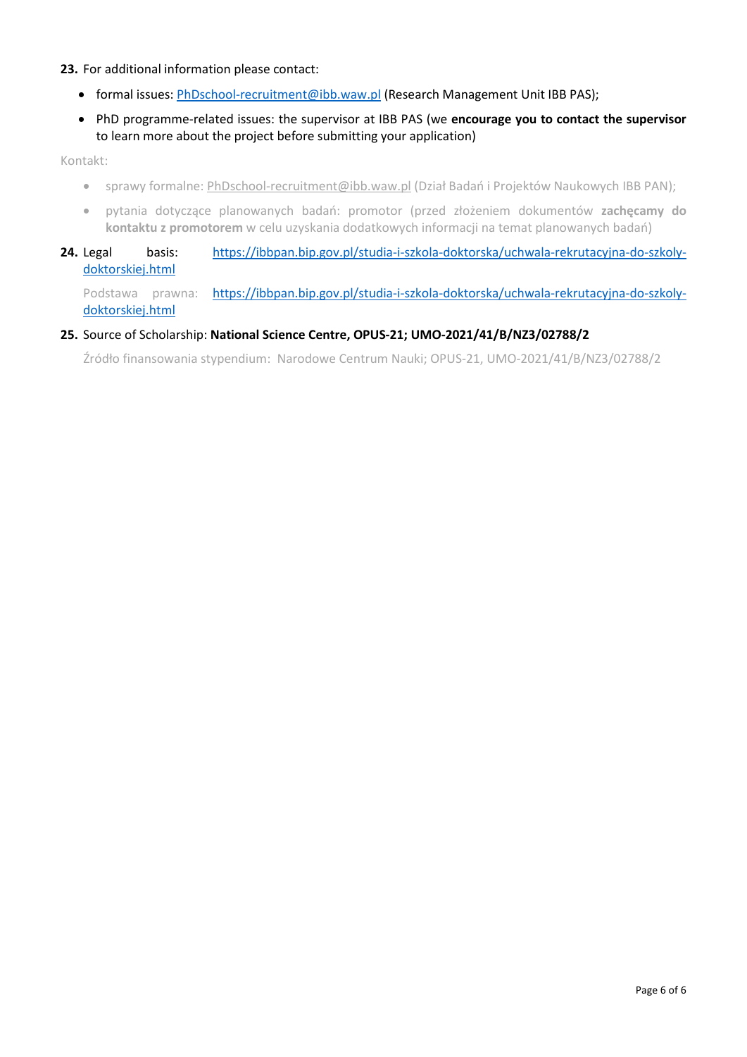**23.** For additional information please contact:

- formal issues: PhDschool-recruitment@ibb.waw.pl (Research Management Unit IBB PAS);
- PhD programme-related issues: the supervisor at IBB PAS (we **encourage you to contact the supervisor** to learn more about the project before submitting your application)

Kontakt:

- sprawy formalne: PhDschool-recruitment@ibb.waw.pl (Dział Badań i Projektów Naukowych IBB PAN);
- pytania dotyczące planowanych badań: promotor (przed złożeniem dokumentów **zachęcamy do kontaktu z promotorem** w celu uzyskania dodatkowych informacji na temat planowanych badań)

**24.** Legal basis: https://ibbpan.bip.gov.pl/studia-i-szkola-doktorska/uchwala-rekrutacyjna-do-szkoly-doktorskiej.html

Podstawa prawna: https://ibbpan.bip.gov.pl/studia-i-szkola-doktorska/uchwala-rekrutacyjna-do-szkoly-doktorskiej.html

**25.** Source of Scholarship: **National Science Centre, OPUS-21; UMO-2021/41/B/NZ3/02788/2**

Źródło finansowania stypendium: Narodowe Centrum Nauki; OPUS-21, UMO-2021/41/B/NZ3/02788/2